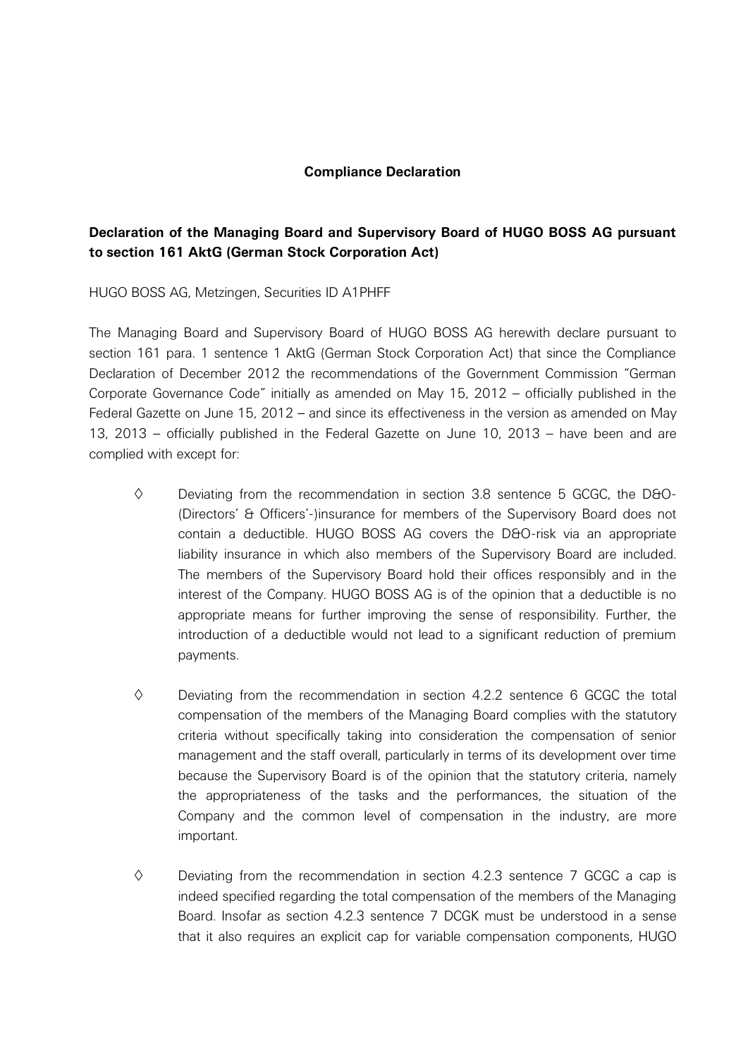## Compliance Declaration

### Declaration of the Managing Board and Supervisory Board of HUGO BOSS AG pursuant to section 161 AktG (German Stock Corporation Act)

HUGO BOSS AG, Metzingen, Securities ID A1PHFF

The Managing Board and Supervisory Board of HUGO BOSS AG herewith declare pursuant to section 161 para. 1 sentence 1 AktG (German Stock Corporation Act) that since the Compliance Declaration of December 2012 the recommendations of the Government Commission "German Corporate Governance Code" initially as amended on May 15, 2012 – officially published in the Federal Gazette on June 15, 2012 – and since its effectiveness in the version as amended on May 13, 2013 – officially published in the Federal Gazette on June 10, 2013 – have been and are complied with except for:

- ◊ Deviating from the recommendation in section 3.8 sentence 5 GCGC, the D&O-(Directors' & Officers'-)insurance for members of the Supervisory Board does not contain a deductible. HUGO BOSS AG covers the D&O-risk via an appropriate liability insurance in which also members of the Supervisory Board are included. The members of the Supervisory Board hold their offices responsibly and in the interest of the Company. HUGO BOSS AG is of the opinion that a deductible is no appropriate means for further improving the sense of responsibility. Further, the introduction of a deductible would not lead to a significant reduction of premium payments.

- ◊ Deviating from the recommendation in section 4.2.2 sentence 6 GCGC the total compensation of the members of the Managing Board complies with the statutory criteria without specifically taking into consideration the compensation of senior management and the staff overall, particularly in terms of its development over time because the Supervisory Board is of the opinion that the statutory criteria, namely the appropriateness of the tasks and the performances, the situation of the Company and the common level of compensation in the industry, are more important.

- ◊ Deviating from the recommendation in section 4.2.3 sentence 7 GCGC a cap is indeed specified regarding the total compensation of the members of the Managing Board. Insofar as section 4.2.3 sentence 7 DCGK must be understood in a sense that it also requires an explicit cap for variable compensation components, HUGO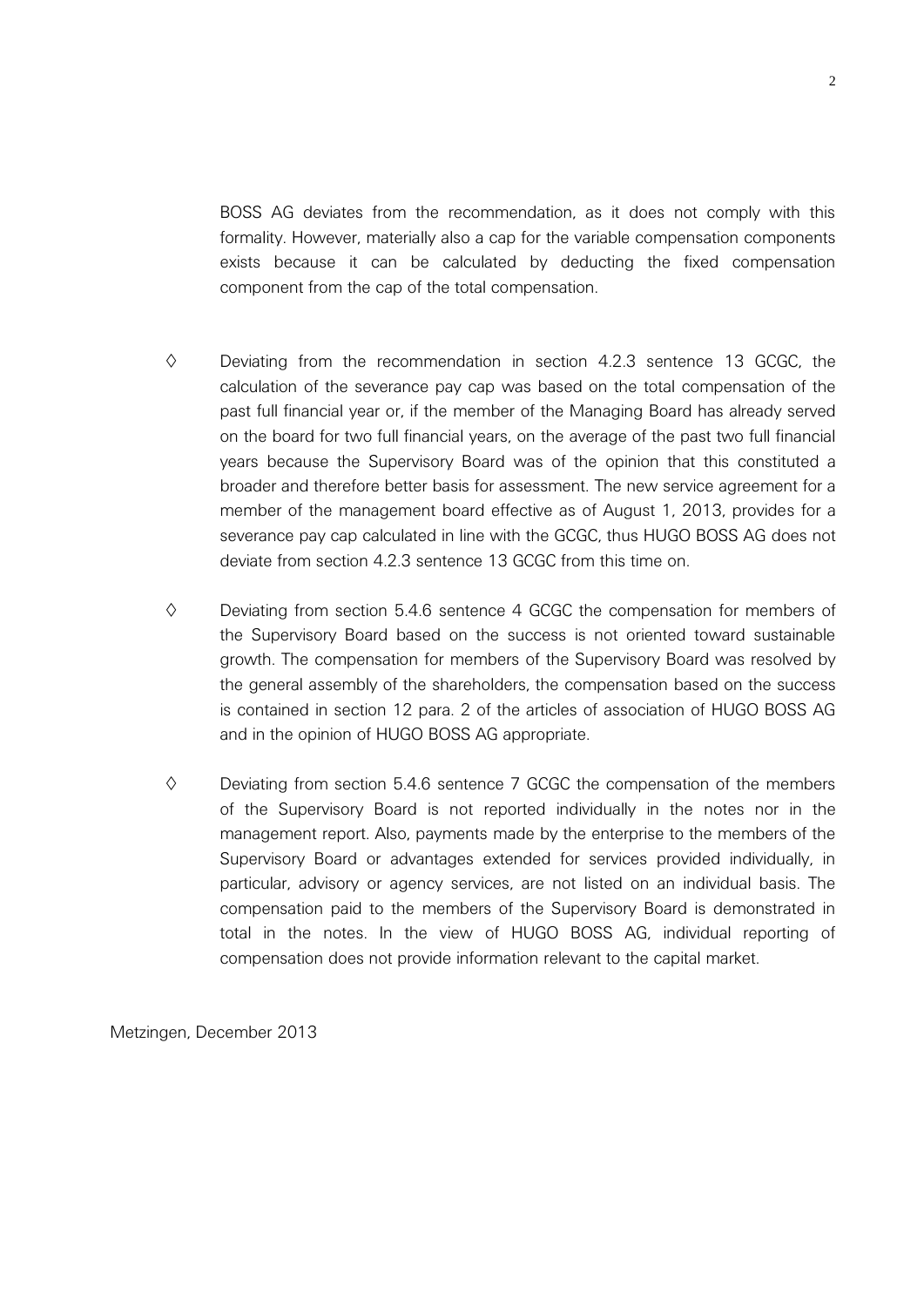BOSS AG deviates from the recommendation, as it does not comply with this formality. However, materially also a cap for the variable compensation components exists because it can be calculated by deducting the fixed compensation component from the cap of the total compensation.

- ◊ Deviating from the recommendation in section 4.2.3 sentence 13 GCGC, the calculation of the severance pay cap was based on the total compensation of the past full financial year or, if the member of the Managing Board has already served on the board for two full financial years, on the average of the past two full financial years because the Supervisory Board was of the opinion that this constituted a broader and therefore better basis for assessment. The new service agreement for a member of the management board effective as of August 1, 2013, provides for a severance pay cap calculated in line with the GCGC, thus HUGO BOSS AG does not deviate from section 4.2.3 sentence 13 GCGC from this time on.

- ◊ Deviating from section 5.4.6 sentence 4 GCGC the compensation for members of the Supervisory Board based on the success is not oriented toward sustainable growth. The compensation for members of the Supervisory Board was resolved by the general assembly of the shareholders, the compensation based on the success is contained in section 12 para. 2 of the articles of association of HUGO BOSS AG and in the opinion of HUGO BOSS AG appropriate.

- ◊ Deviating from section 5.4.6 sentence 7 GCGC the compensation of the members of the Supervisory Board is not reported individually in the notes nor in the management report. Also, payments made by the enterprise to the members of the Supervisory Board or advantages extended for services provided individually, in particular, advisory or agency services, are not listed on an individual basis. The compensation paid to the members of the Supervisory Board is demonstrated in total in the notes. In the view of HUGO BOSS AG, individual reporting of compensation does not provide information relevant to the capital market.

Metzingen, December 2013